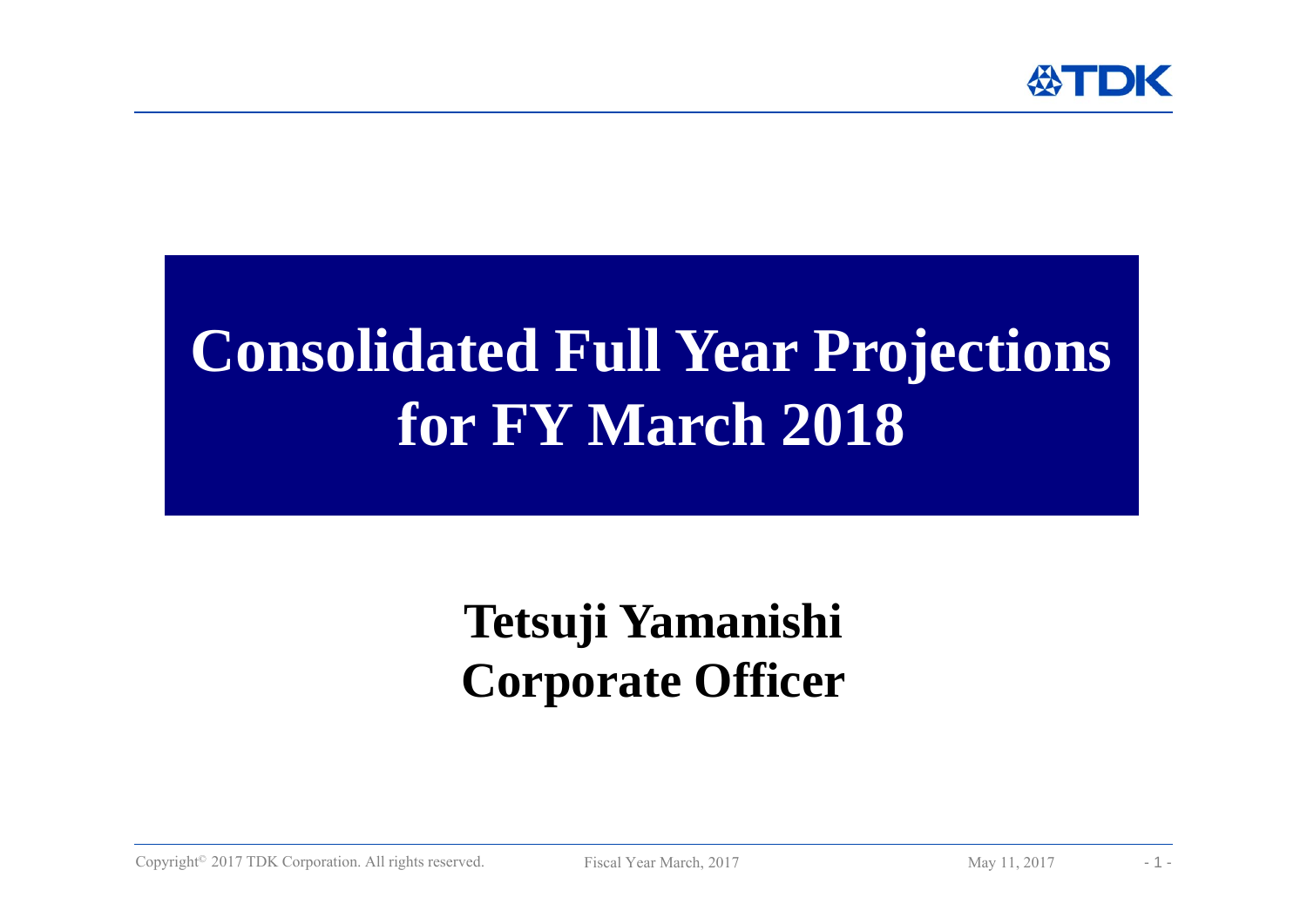# Consolidated Full Year Projections for FY March 2018

**Tetsuji Yamanishi**
**Corporate Officer**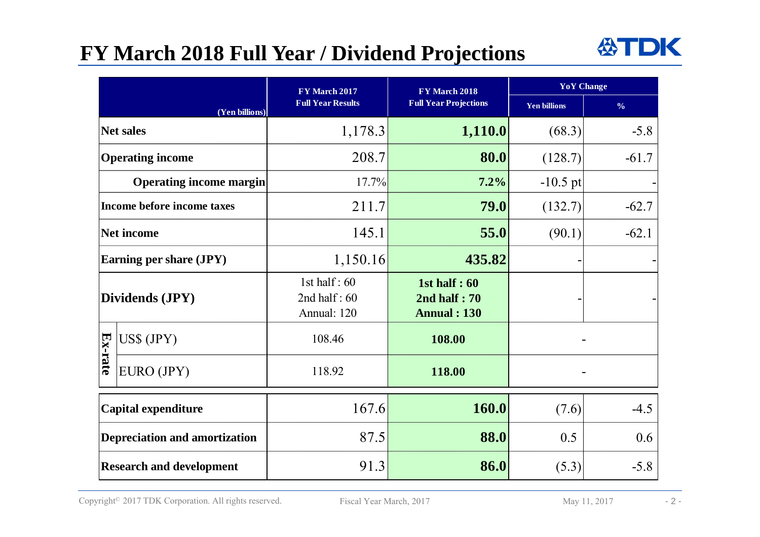# FY March 2018 Full Year / Dividend Projections

| (Yen billions) | | FY March 2017 Full Year Results | FY March 2018 Full Year Projections | YoY Change | |
|---|---|---|---|---|---|
| | | | | Yen billions | % |
| **Net sales** | | 1,178.3 | **1,110.0** | (68.3) | -5.8 |
| **Operating income** | | 208.7 | **80.0** | (128.7) | -61.7 |
| **Operating income margin** | | 17.7% | **7.2%** | -10.5 pt | - |
| **Income before income taxes** | | 211.7 | **79.0** | (132.7) | -62.7 |
| **Net income** | | 145.1 | **55.0** | (90.1) | -62.1 |
| **Earning per share (JPY)** | | 1,150.16 | **435.82** | - | - |
| **Dividends (JPY)** | | 1st half : 60<br>2nd half : 60<br>Annual: 120 | **1st half : 60**<br>**2nd half : 70**<br>**Annual : 130** | - | - |
| **Ex-rate** | US$ (JPY) | 108.46 | **108.00** | - | |
| | EURO (JPY) | 118.92 | **118.00** | - | |
| **Capital expenditure** | | 167.6 | **160.0** | (7.6) | -4.5 |
| **Depreciation and amortization** | | 87.5 | **88.0** | 0.5 | 0.6 |
| **Research and development** | | 91.3 | **86.0** | (5.3) | -5.8 |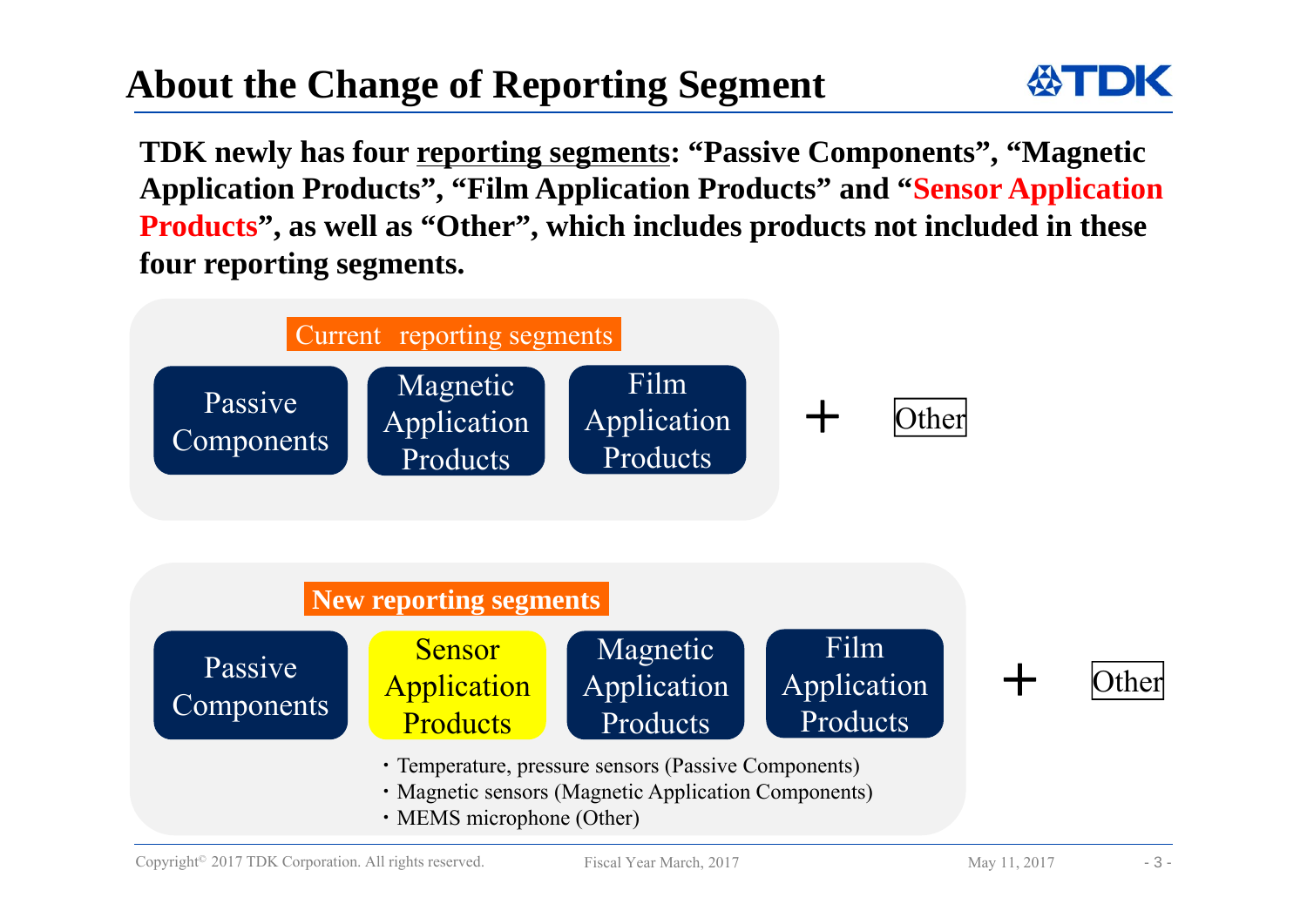# About the Change of Reporting Segment

**TDK newly has four reporting segments: "Passive Components", "Magnetic Application Products", "Film Application Products" and "Sensor Application Products", as well as "Other", which includes products not included in these four reporting segments.**

**Current reporting segments**

Passive Components | Magnetic Application Products | Film Application Products + Other

**New reporting segments**

Passive Components | Sensor Application Products | Magnetic Application Products | Film Application Products + Other

- Temperature, pressure sensors (Passive Components)
- Magnetic sensors (Magnetic Application Components)
- MEMS microphone (Other)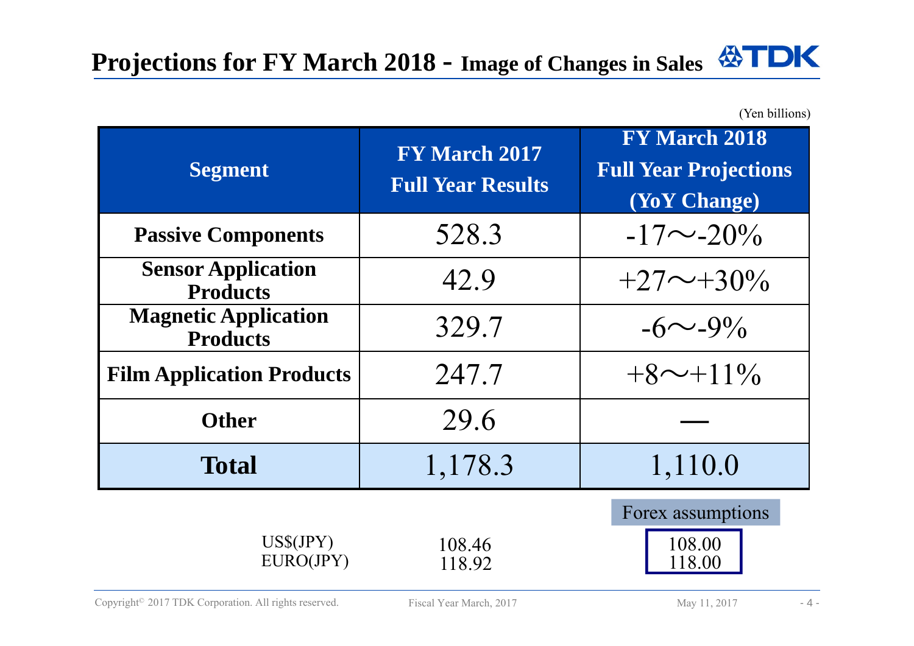# Projections for FY March 2018 - Image of Changes in Sales

(Yen billions)

| Segment | FY March 2017 Full Year Results | FY March 2018 Full Year Projections (YoY Change) |
| --- | --- | --- |
| Passive Components | 528.3 | -17～-20% |
| Sensor Application Products | 42.9 | +27～+30% |
| Magnetic Application Products | 329.7 | -6～-9% |
| Film Application Products | 247.7 | +8～+11% |
| Other | 29.6 | ― |
| **Total** | 1,178.3 | 1,110.0 |

| | | Forex assumptions |
| --- | --- | --- |
| US$(JPY) | 108.46 | 108.00 |
| EURO(JPY) | 118.92 | 118.00 |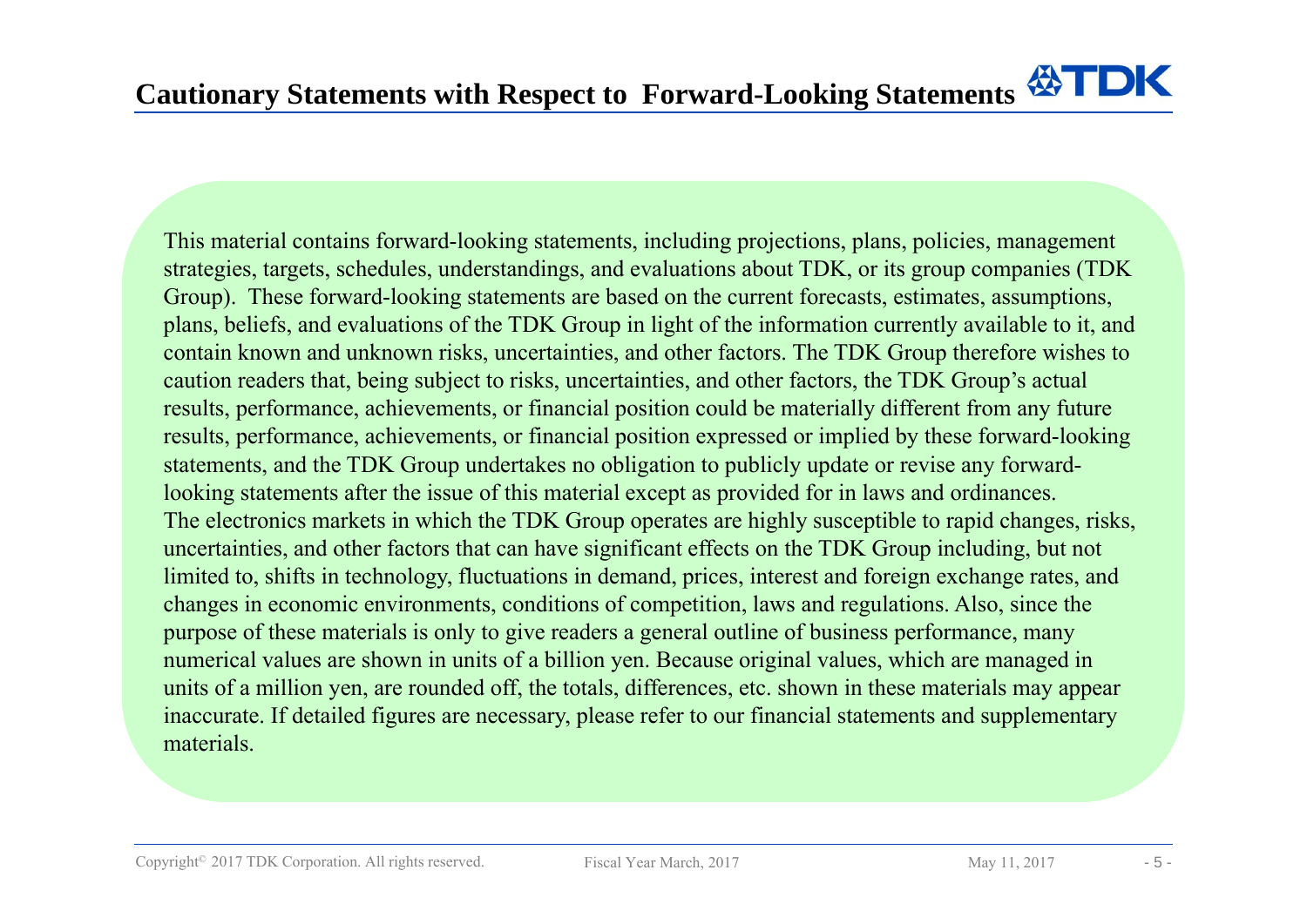# Cautionary Statements with Respect to Forward-Looking Statements

This material contains forward-looking statements, including projections, plans, policies, management strategies, targets, schedules, understandings, and evaluations about TDK, or its group companies (TDK Group). These forward-looking statements are based on the current forecasts, estimates, assumptions, plans, beliefs, and evaluations of the TDK Group in light of the information currently available to it, and contain known and unknown risks, uncertainties, and other factors. The TDK Group therefore wishes to caution readers that, being subject to risks, uncertainties, and other factors, the TDK Group's actual results, performance, achievements, or financial position could be materially different from any future results, performance, achievements, or financial position expressed or implied by these forward-looking statements, and the TDK Group undertakes no obligation to publicly update or revise any forward-looking statements after the issue of this material except as provided for in laws and ordinances.
The electronics markets in which the TDK Group operates are highly susceptible to rapid changes, risks, uncertainties, and other factors that can have significant effects on the TDK Group including, but not limited to, shifts in technology, fluctuations in demand, prices, interest and foreign exchange rates, and changes in economic environments, conditions of competition, laws and regulations. Also, since the purpose of these materials is only to give readers a general outline of business performance, many numerical values are shown in units of a billion yen. Because original values, which are managed in units of a million yen, are rounded off, the totals, differences, etc. shown in these materials may appear inaccurate. If detailed figures are necessary, please refer to our financial statements and supplementary materials.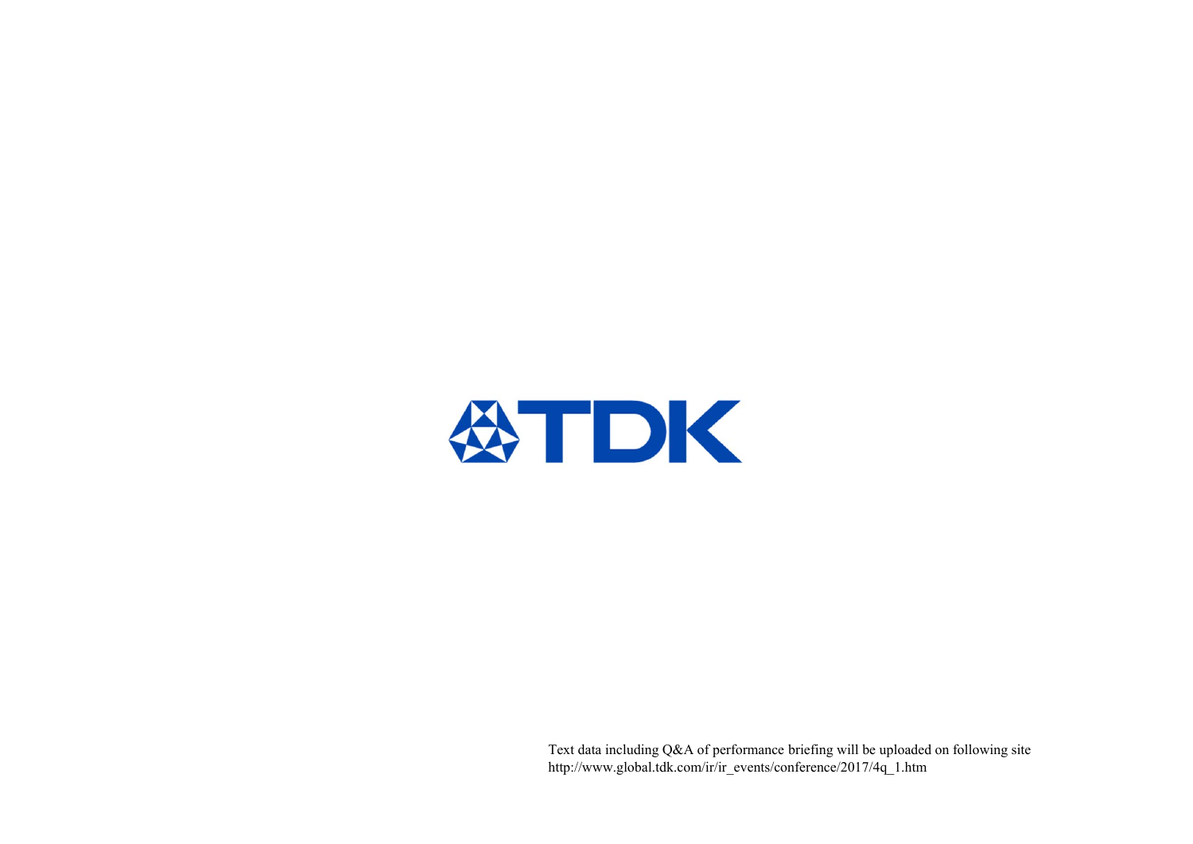TDK

Text data including Q&A of performance briefing will be uploaded on following site
http://www.global.tdk.com/ir/ir_events/conference/2017/4q_1.htm